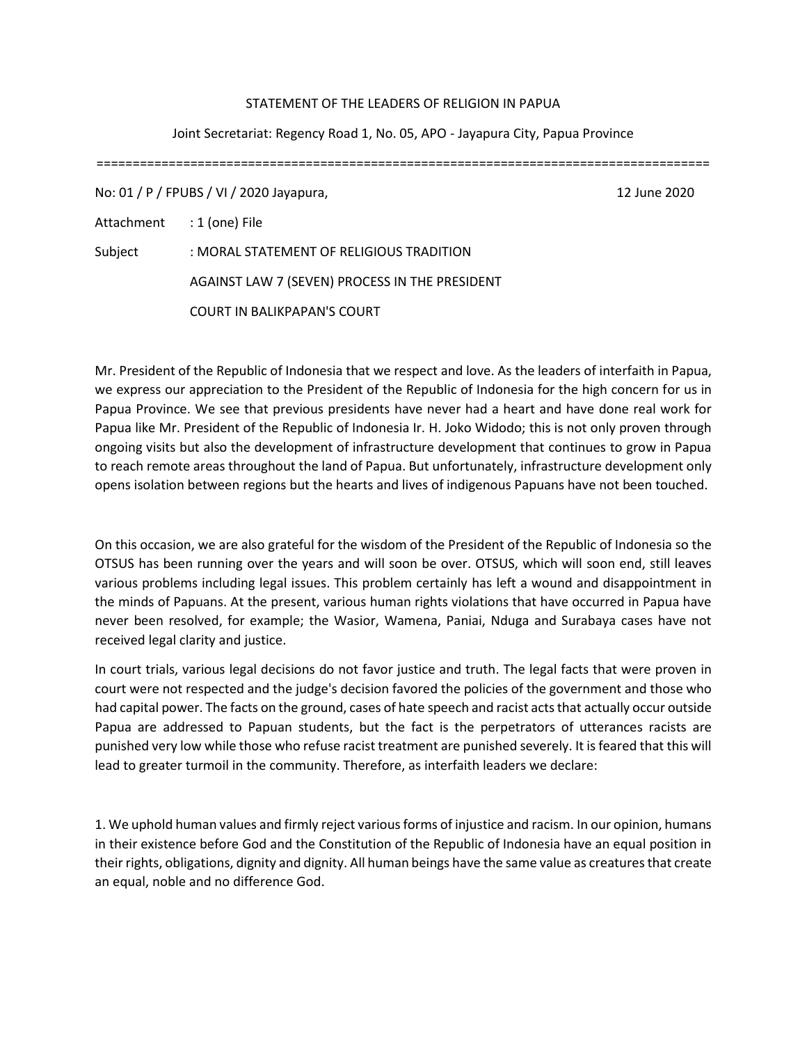STATEMENT OF THE LEADERS OF RELIGION IN PAPUA

Joint Secretariat: Regency Road 1, No. 05, APO - Jayapura City, Papua Province

=====================================================================================

No: 01 / P / FPUBS / VI / 2020 Jayapura, 12 June 2020

Attachment : 1 (one) File

Subject : MORAL STATEMENT OF RELIGIOUS TRADITION AGAINST LAW 7 (SEVEN) PROCESS IN THE PRESIDENT COURT IN BALIKPAPAN'S COURT

Mr. President of the Republic of Indonesia that we respect and love. As the leaders of interfaith in Papua, we express our appreciation to the President of the Republic of Indonesia for the high concern for us in Papua Province. We see that previous presidents have never had a heart and have done real work for Papua like Mr. President of the Republic of Indonesia Ir. H. Joko Widodo; this is not only proven through ongoing visits but also the development of infrastructure development that continues to grow in Papua to reach remote areas throughout the land of Papua. But unfortunately, infrastructure development only opens isolation between regions but the hearts and lives of indigenous Papuans have not been touched.

On this occasion, we are also grateful for the wisdom of the President of the Republic of Indonesia so the OTSUS has been running over the years and will soon be over. OTSUS, which will soon end, still leaves various problems including legal issues. This problem certainly has left a wound and disappointment in the minds of Papuans. At the present, various human rights violations that have occurred in Papua have never been resolved, for example; the Wasior, Wamena, Paniai, Nduga and Surabaya cases have not received legal clarity and justice.

In court trials, various legal decisions do not favor justice and truth. The legal facts that were proven in court were not respected and the judge's decision favored the policies of the government and those who had capital power. The facts on the ground, cases of hate speech and racist acts that actually occur outside Papua are addressed to Papuan students, but the fact is the perpetrators of utterances racists are punished very low while those who refuse racist treatment are punished severely. It is feared that this will lead to greater turmoil in the community. Therefore, as interfaith leaders we declare:

1. We uphold human values and firmly reject various forms of injustice and racism. In our opinion, humans in their existence before God and the Constitution of the Republic of Indonesia have an equal position in their rights, obligations, dignity and dignity. All human beings have the same value as creatures that create an equal, noble and no difference God.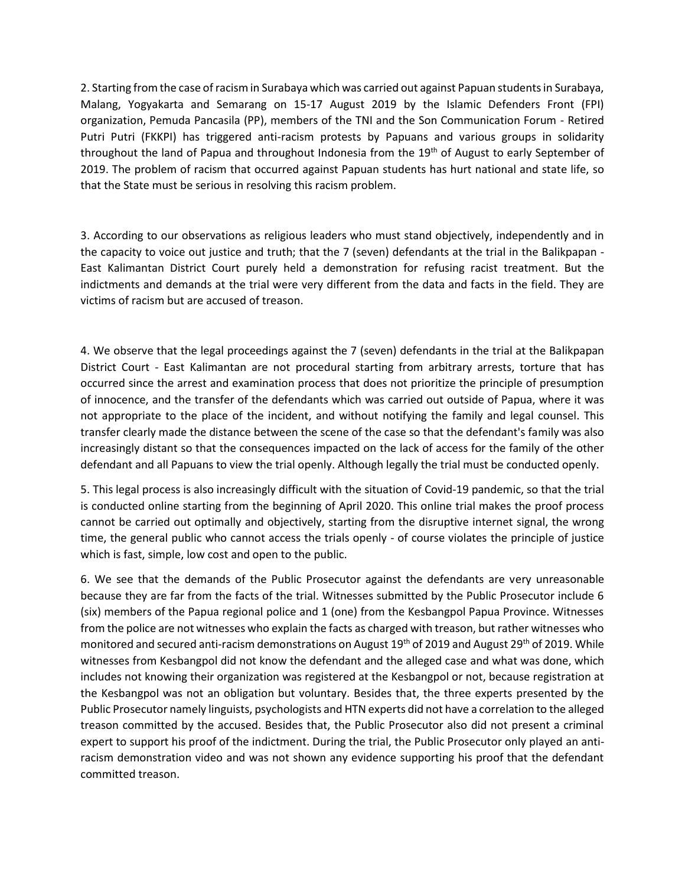2. Starting from the case of racism in Surabaya which was carried out against Papuan students in Surabaya, Malang, Yogyakarta and Semarang on 15-17 August 2019 by the Islamic Defenders Front (FPI) organization, Pemuda Pancasila (PP), members of the TNI and the Son Communication Forum - Retired Putri Putri (FKKPI) has triggered anti-racism protests by Papuans and various groups in solidarity throughout the land of Papua and throughout Indonesia from the 19th of August to early September of 2019. The problem of racism that occurred against Papuan students has hurt national and state life, so that the State must be serious in resolving this racism problem.

3. According to our observations as religious leaders who must stand objectively, independently and in the capacity to voice out justice and truth; that the 7 (seven) defendants at the trial in the Balikpapan - East Kalimantan District Court purely held a demonstration for refusing racist treatment. But the indictments and demands at the trial were very different from the data and facts in the field. They are victims of racism but are accused of treason.

4. We observe that the legal proceedings against the 7 (seven) defendants in the trial at the Balikpapan District Court - East Kalimantan are not procedural starting from arbitrary arrests, torture that has occurred since the arrest and examination process that does not prioritize the principle of presumption of innocence, and the transfer of the defendants which was carried out outside of Papua, where it was not appropriate to the place of the incident, and without notifying the family and legal counsel. This transfer clearly made the distance between the scene of the case so that the defendant's family was also increasingly distant so that the consequences impacted on the lack of access for the family of the other defendant and all Papuans to view the trial openly. Although legally the trial must be conducted openly.

5. This legal process is also increasingly difficult with the situation of Covid-19 pandemic, so that the trial is conducted online starting from the beginning of April 2020. This online trial makes the proof process cannot be carried out optimally and objectively, starting from the disruptive internet signal, the wrong time, the general public who cannot access the trials openly - of course violates the principle of justice which is fast, simple, low cost and open to the public.

6. We see that the demands of the Public Prosecutor against the defendants are very unreasonable because they are far from the facts of the trial. Witnesses submitted by the Public Prosecutor include 6 (six) members of the Papua regional police and 1 (one) from the Kesbangpol Papua Province. Witnesses from the police are not witnesses who explain the facts as charged with treason, but rather witnesses who monitored and secured anti-racism demonstrations on August 19th of 2019 and August 29th of 2019. While witnesses from Kesbangpol did not know the defendant and the alleged case and what was done, which includes not knowing their organization was registered at the Kesbangpol or not, because registration at the Kesbangpol was not an obligation but voluntary. Besides that, the three experts presented by the Public Prosecutor namely linguists, psychologists and HTN experts did not have a correlation to the alleged treason committed by the accused. Besides that, the Public Prosecutor also did not present a criminal expert to support his proof of the indictment. During the trial, the Public Prosecutor only played an anti-racism demonstration video and was not shown any evidence supporting his proof that the defendant committed treason.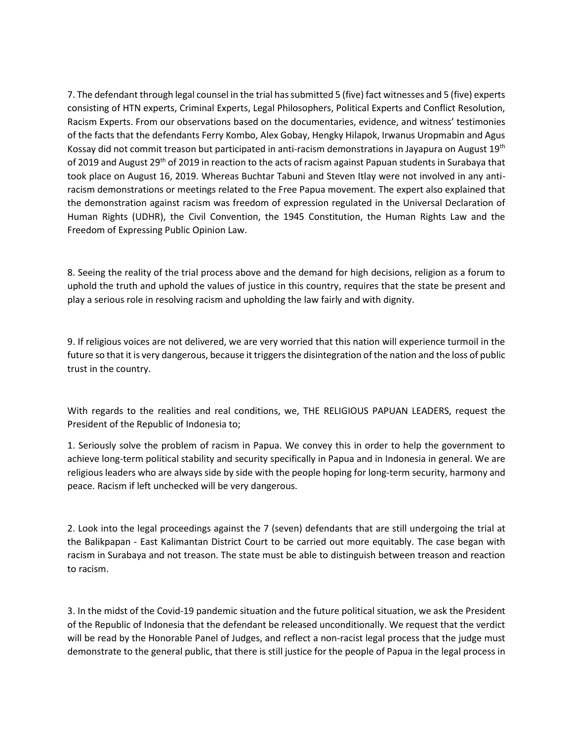7. The defendant through legal counsel in the trial has submitted 5 (five) fact witnesses and 5 (five) experts consisting of HTN experts, Criminal Experts, Legal Philosophers, Political Experts and Conflict Resolution, Racism Experts. From our observations based on the documentaries, evidence, and witness' testimonies of the facts that the defendants Ferry Kombo, Alex Gobay, Hengky Hilapok, Irwanus Uropmabin and Agus Kossay did not commit treason but participated in anti-racism demonstrations in Jayapura on August 19th of 2019 and August 29th of 2019 in reaction to the acts of racism against Papuan students in Surabaya that took place on August 16, 2019. Whereas Buchtar Tabuni and Steven Itlay were not involved in any anti-racism demonstrations or meetings related to the Free Papua movement. The expert also explained that the demonstration against racism was freedom of expression regulated in the Universal Declaration of Human Rights (UDHR), the Civil Convention, the 1945 Constitution, the Human Rights Law and the Freedom of Expressing Public Opinion Law.

8. Seeing the reality of the trial process above and the demand for high decisions, religion as a forum to uphold the truth and uphold the values of justice in this country, requires that the state be present and play a serious role in resolving racism and upholding the law fairly and with dignity.

9. If religious voices are not delivered, we are very worried that this nation will experience turmoil in the future so that it is very dangerous, because it triggers the disintegration of the nation and the loss of public trust in the country.

With regards to the realities and real conditions, we, THE RELIGIOUS PAPUAN LEADERS, request the President of the Republic of Indonesia to;

1. Seriously solve the problem of racism in Papua. We convey this in order to help the government to achieve long-term political stability and security specifically in Papua and in Indonesia in general. We are religious leaders who are always side by side with the people hoping for long-term security, harmony and peace. Racism if left unchecked will be very dangerous.

2. Look into the legal proceedings against the 7 (seven) defendants that are still undergoing the trial at the Balikpapan - East Kalimantan District Court to be carried out more equitably. The case began with racism in Surabaya and not treason. The state must be able to distinguish between treason and reaction to racism.

3. In the midst of the Covid-19 pandemic situation and the future political situation, we ask the President of the Republic of Indonesia that the defendant be released unconditionally. We request that the verdict will be read by the Honorable Panel of Judges, and reflect a non-racist legal process that the judge must demonstrate to the general public, that there is still justice for the people of Papua in the legal process in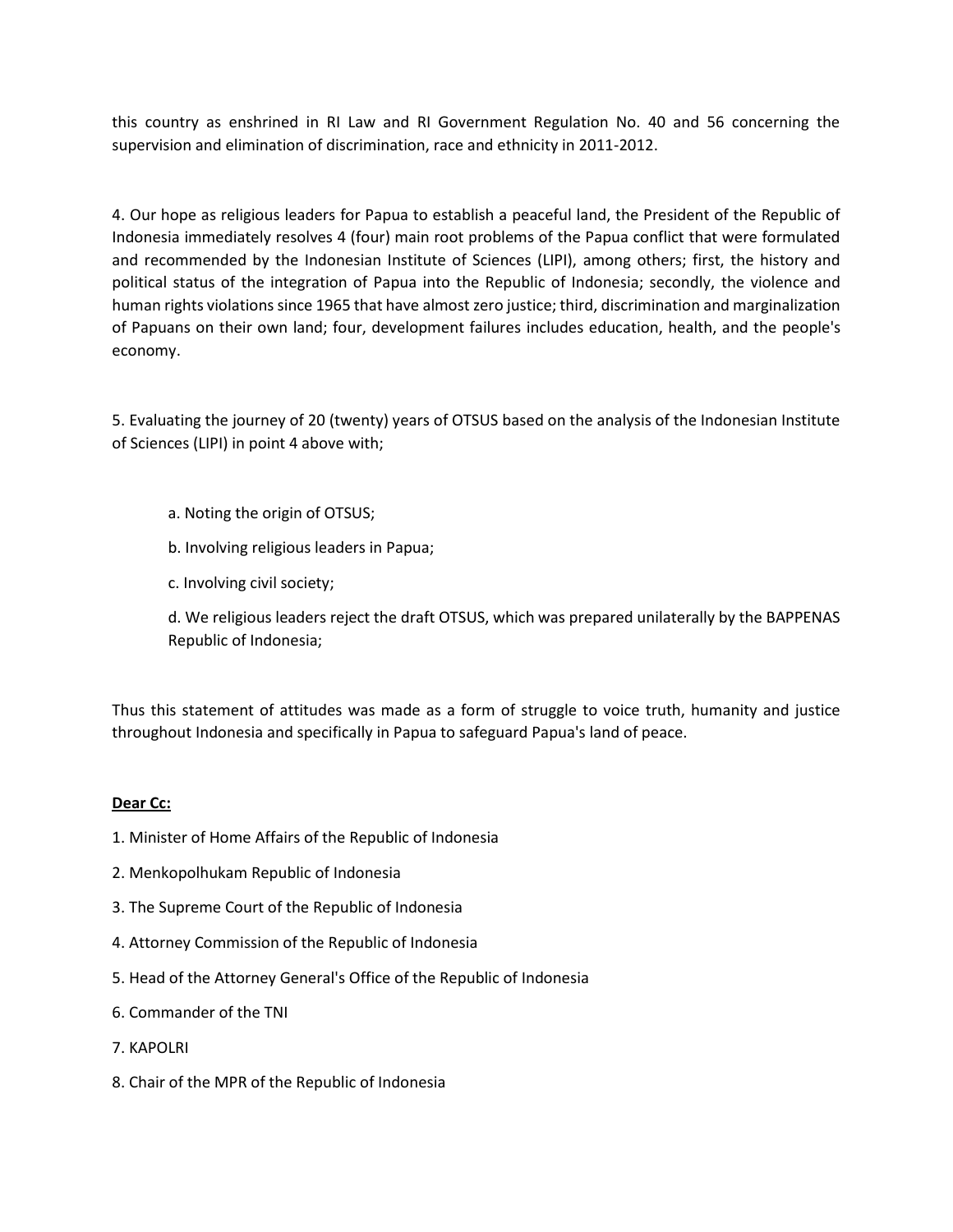this country as enshrined in RI Law and RI Government Regulation No. 40 and 56 concerning the supervision and elimination of discrimination, race and ethnicity in 2011-2012.

4. Our hope as religious leaders for Papua to establish a peaceful land, the President of the Republic of Indonesia immediately resolves 4 (four) main root problems of the Papua conflict that were formulated and recommended by the Indonesian Institute of Sciences (LIPI), among others; first, the history and political status of the integration of Papua into the Republic of Indonesia; secondly, the violence and human rights violations since 1965 that have almost zero justice; third, discrimination and marginalization of Papuans on their own land; four, development failures includes education, health, and the people's economy.

5. Evaluating the journey of 20 (twenty) years of OTSUS based on the analysis of the Indonesian Institute of Sciences (LIPI) in point 4 above with;

   a. Noting the origin of OTSUS;

   b. Involving religious leaders in Papua;

   c. Involving civil society;

   d. We religious leaders reject the draft OTSUS, which was prepared unilaterally by the BAPPENAS Republic of Indonesia;

Thus this statement of attitudes was made as a form of struggle to voice truth, humanity and justice throughout Indonesia and specifically in Papua to safeguard Papua's land of peace.

**<u>Dear Cc:</u>**

1. Minister of Home Affairs of the Republic of Indonesia
2. Menkopolhukam Republic of Indonesia
3. The Supreme Court of the Republic of Indonesia
4. Attorney Commission of the Republic of Indonesia
5. Head of the Attorney General's Office of the Republic of Indonesia
6. Commander of the TNI
7. KAPOLRI
8. Chair of the MPR of the Republic of Indonesia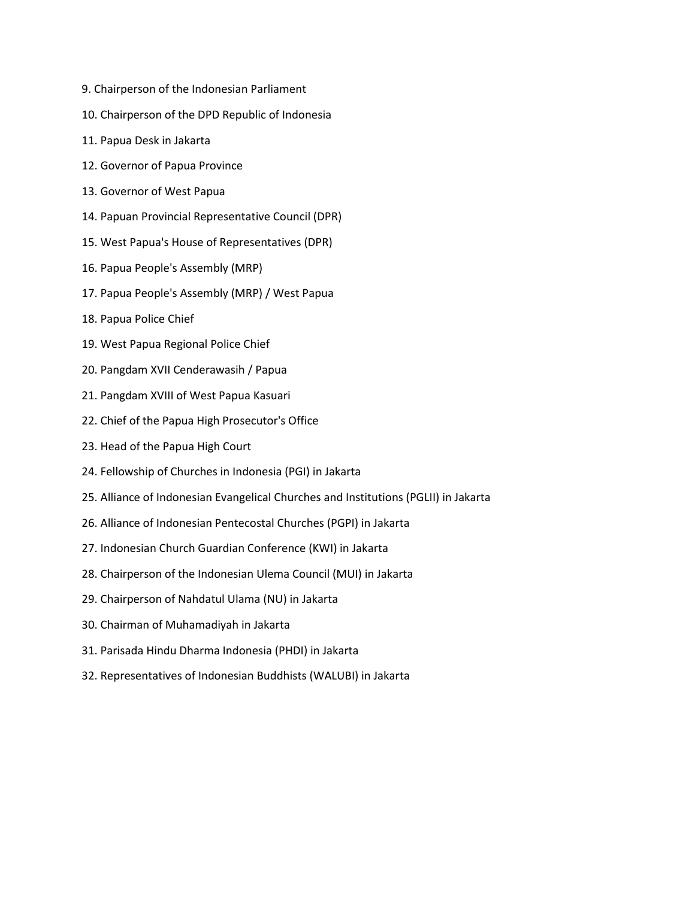9. Chairperson of the Indonesian Parliament
10. Chairperson of the DPD Republic of Indonesia
11. Papua Desk in Jakarta
12. Governor of Papua Province
13. Governor of West Papua
14. Papuan Provincial Representative Council (DPR)
15. West Papua's House of Representatives (DPR)
16. Papua People's Assembly (MRP)
17. Papua People's Assembly (MRP) / West Papua
18. Papua Police Chief
19. West Papua Regional Police Chief
20. Pangdam XVII Cenderawasih / Papua
21. Pangdam XVIII of West Papua Kasuari
22. Chief of the Papua High Prosecutor's Office
23. Head of the Papua High Court
24. Fellowship of Churches in Indonesia (PGI) in Jakarta
25. Alliance of Indonesian Evangelical Churches and Institutions (PGLII) in Jakarta
26. Alliance of Indonesian Pentecostal Churches (PGPI) in Jakarta
27. Indonesian Church Guardian Conference (KWI) in Jakarta
28. Chairperson of the Indonesian Ulema Council (MUI) in Jakarta
29. Chairperson of Nahdatul Ulama (NU) in Jakarta
30. Chairman of Muhamadiyah in Jakarta
31. Parisada Hindu Dharma Indonesia (PHDI) in Jakarta
32. Representatives of Indonesian Buddhists (WALUBI) in Jakarta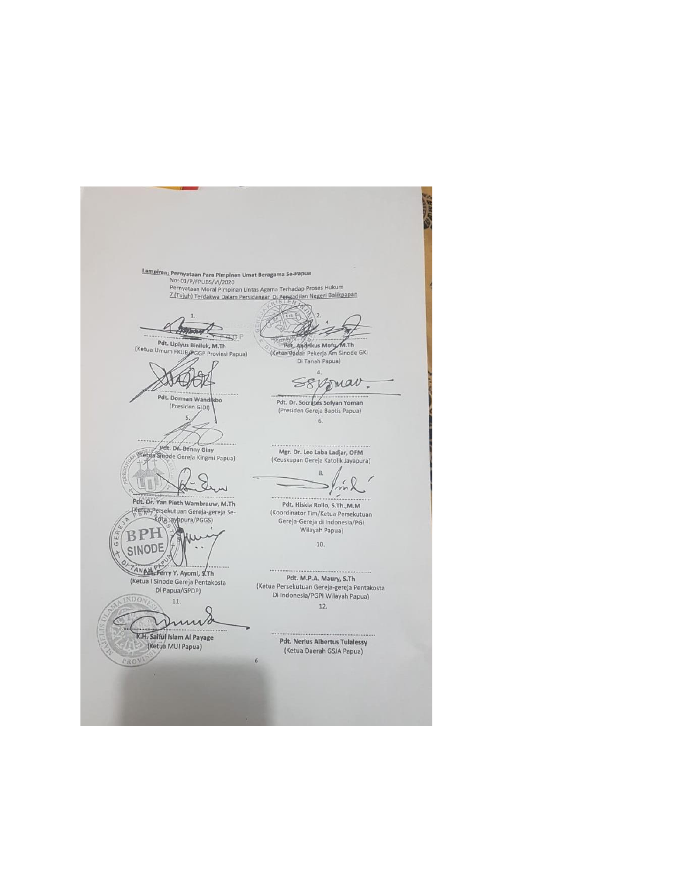**Lampiran:** Pernyataan Para Pimpinan Umat Beragama Se-Papua
No: 01/P/FPUBS/VI/2020
Pernyataan Moral Pimpinan Lintas Agama Terhadap Proses Hukum
7 (Tujuh) Terdakwa Dalam Persidangan Di Pengadilan Negeri Balikpapan

1.

**Pdt. Lipiyus Biniluk, M.Th**
(Ketua Umum FKUB/PGGP Provinsi Papua)

2.

**Pdt. Andrikus Mofu, M.Th**
(Ketua Badan Pekerja Am Sinode GKI Di Tanah Papua)

3.

**Pdt. Dorman Wandikbo**
(Presiden GIDI)

4.

**Pdt. Dr. Socrates Sofyan Yoman**
(Presiden Gereja Baptis Papua)

5.

**Pdt. Dr. Benny Giay**
(Ketua Sinode Gereja Kingmi Papua)

6.

**Mgr. Dr. Leo Laba Ladjar, OFM**
(Keuskupan Gereja Katolik Jayapura)

7.

**Pdt. Dr. Yan Pieth Wambrauw, M.Th**
(Ketua Persekutuan Gereja-gereja Se-Kota Jayapura/PGGS)

8.

**Pdt. Hiskia Rollo, S.Th.,M.M**
(Koordinator Tim/Ketua Persekutuan Gereja-Gereja di Indonesia/PGI Wilayah Papua)

9.

**Pdt. Ferry Y. Ayomi, S.Th**
(Ketua I Sinode Gereja Pentakosta Di Papua/GPDP)

10.

**Pdt. M.P.A. Maury, S.Th**
(Ketua Persekutuan Gereja-gereja Pentakosta Di Indonesia/PGPI Wilayah Papua)

11.

**K.H. Saiful Islam Al Payage**
(Ketua MUI Papua)

12.

**Pdt. Nerius Albertus Tulalessy**
(Ketua Daerah GSJA Papua)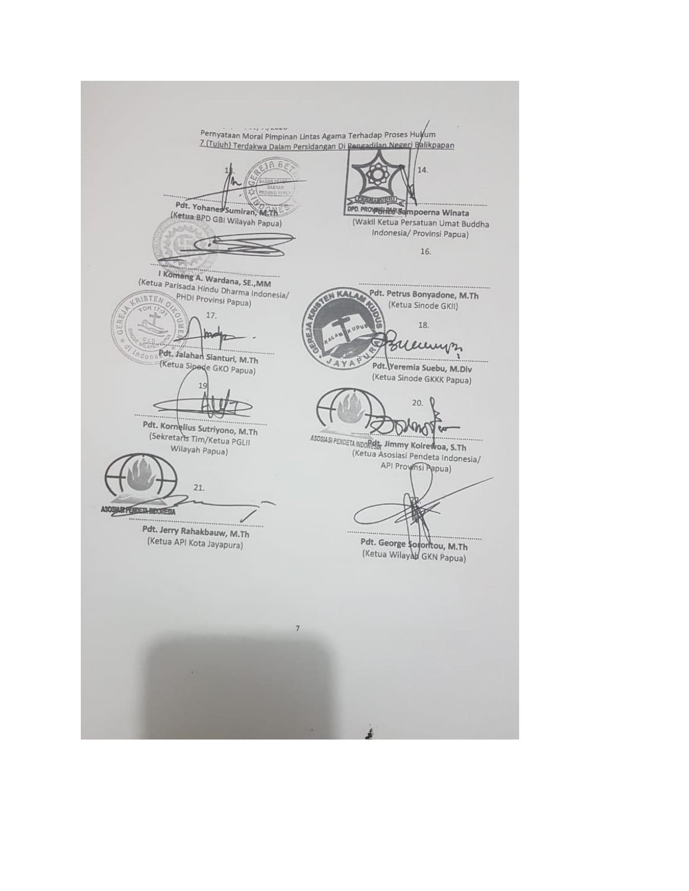Pernyataan Moral Pimpinan Lintas Agama Terhadap Proses Hukum
7 (Tujuh) Terdakwa Dalam Persidangan Di Pengadilan Negeri Balikpapan

13.

Pdt. Yohanes Sumiran, M.Th
(Ketua BPD GBI Wilayah Papua)

14.

Ponco Sampoerna Winata
(Wakil Ketua Persatuan Umat Buddha Indonesia/ Provinsi Papua)

15.

I Komang A. Wardana, SE.,MM
(Ketua Parisada Hindu Dharma Indonesia/ PHDI Provinsi Papua)

16.

Pdt. Petrus Bonyadone, M.Th
(Ketua Sinode GKII)

17.

Pdt. Jalahan Sianturi, M.Th
(Ketua Sinode GKO Papua)

18.

Pdt. Yeremia Suebu, M.Div
(Ketua Sinode GKKK Papua)

19.

Pdt. Kornelius Sutriyono, M.Th
(Sekretaris Tim/Ketua PGLII Wilayah Papua)

20.

Pdt. Jimmy Koirewoa, S.Th
(Ketua Asosiasi Pendeta Indonesia/ API Provinsi Papua)

21.

Pdt. Jerry Rahakbauw, M.Th
(Ketua API Kota Jayapura)

Pdt. George Sorontou, M.Th
(Ketua Wilayah GKN Papua)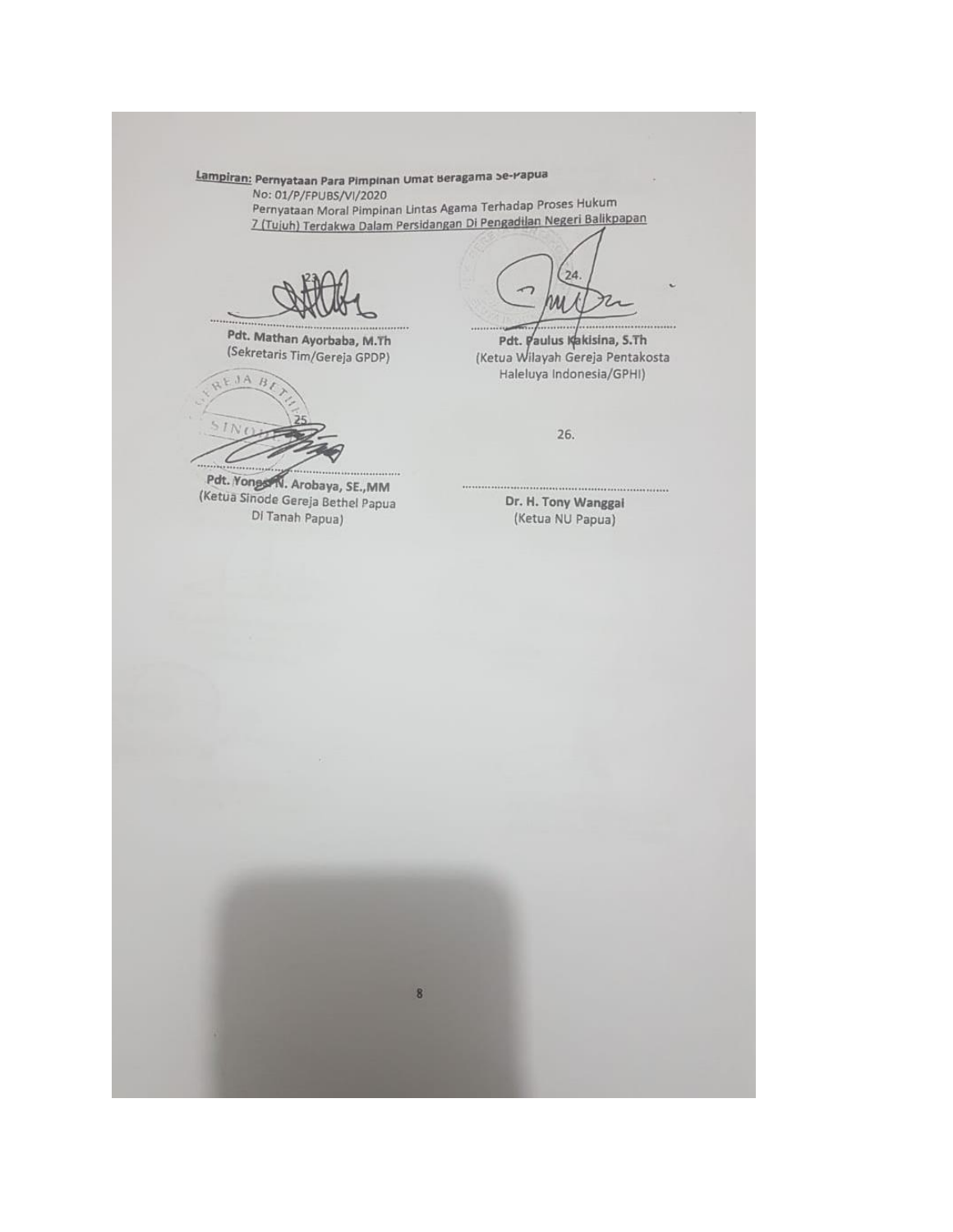**Lampiran:** Pernyataan Para Pimpinan Umat Beragama Se-Papua
No: 01/P/FPUBS/VI/2020
Pernyataan Moral Pimpinan Lintas Agama Terhadap Proses Hukum
7 (Tujuh) Terdakwa Dalam Persidangan Di Pengadilan Negeri Balikpapan

23.

.................................................

**Pdt. Mathan Ayorbaba, M.Th**
(Sekretaris Tim/Gereja GPDP)

24.

.................................................

**Pdt. Paulus Kakisina, S.Th**
(Ketua Wilayah Gereja Pentakosta Haleluya Indonesia/GPHI)

25.

.................................................

**Pdt. Yones N. Arobaya, SE.,MM**
(Ketua Sinode Gereja Bethel Papua Di Tanah Papua)

26.

.................................................

**Dr. H. Tony Wanggai**
(Ketua NU Papua)